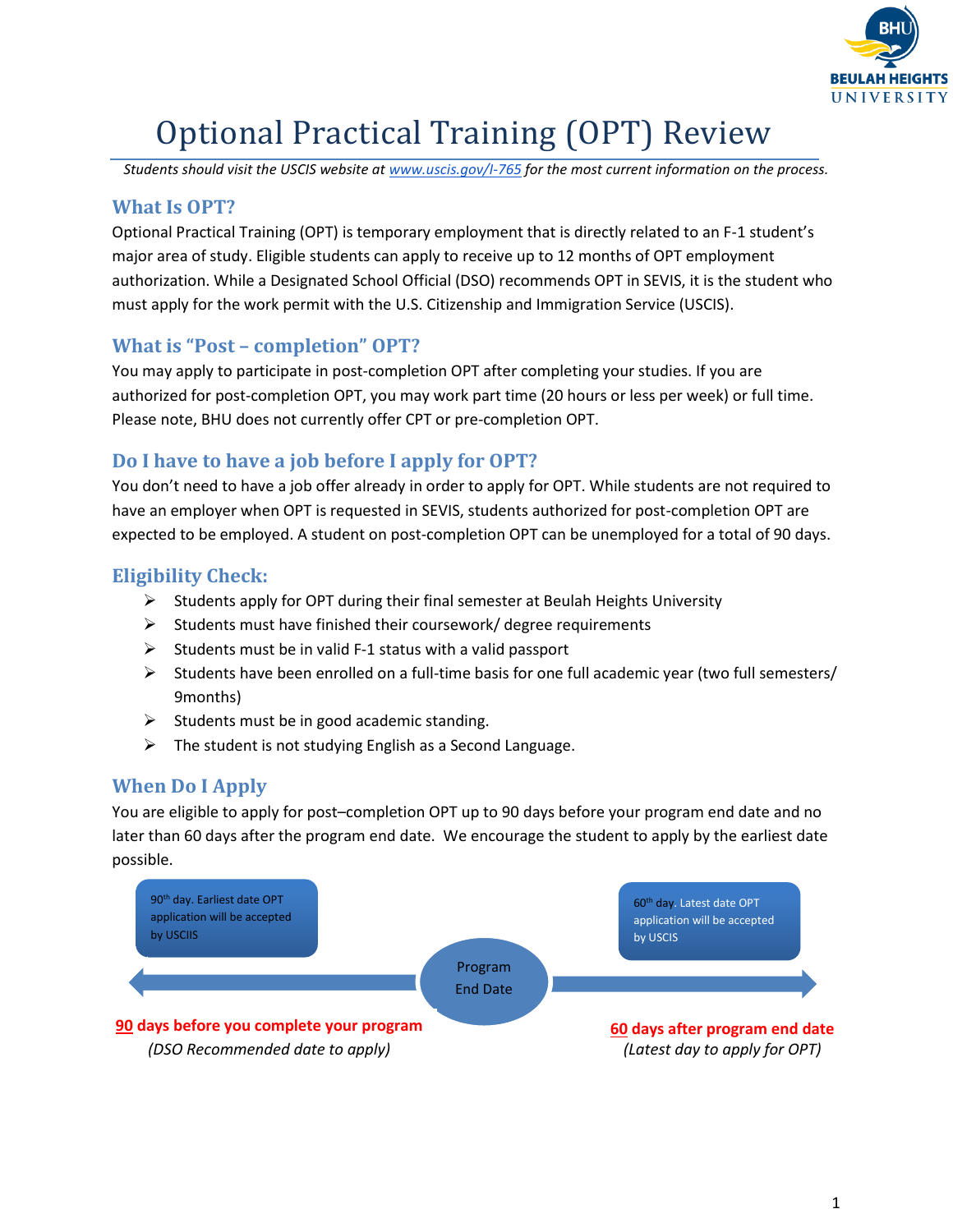# Optional Practical Training (OPT) Review

*Students should visit the USCIS website at [www.uscis.gov/I-765](http://www.uscis.gov/I-765) for the most current information on the process.*

## What Is OPT?

Optional Practical Training (OPT) is temporary employment that is directly related to an F-1 student's major area of study. Eligible students can apply to receive up to 12 months of OPT employment authorization. While a Designated School Official (DSO) recommends OPT in SEVIS, it is the student who must apply for the work permit with the U.S. Citizenship and Immigration Service (USCIS).

## What is "Post – completion" OPT?

You may apply to participate in post-completion OPT after completing your studies. If you are authorized for post-completion OPT, you may work part time (20 hours or less per week) or full time. Please note, BHU does not currently offer CPT or pre-completion OPT.

## Do I have to have a job before I apply for OPT?

You don't need to have a job offer already in order to apply for OPT. While students are not required to have an employer when OPT is requested in SEVIS, students authorized for post-completion OPT are expected to be employed. A student on post-completion OPT can be unemployed for a total of 90 days.

## Eligibility Check:

- Students apply for OPT during their final semester at Beulah Heights University
- Students must have finished their coursework/ degree requirements
- Students must be in valid F-1 status with a valid passport
- Students have been enrolled on a full-time basis for one full academic year (two full semesters/ 9months)
- Students must be in good academic standing.
- The student is not studying English as a Second Language.

## When Do I Apply

You are eligible to apply for post–completion OPT up to 90 days before your program end date and no later than 60 days after the program end date. We encourage the student to apply by the earliest date possible.

90th day. Earliest date OPT application will be accepted by USCIIS

Program End Date

60th day. Latest date OPT application will be accepted by USCIS

**90 days before you complete your program**
*(DSO Recommended date to apply)*

**60 days after program end date**
*(Latest day to apply for OPT)*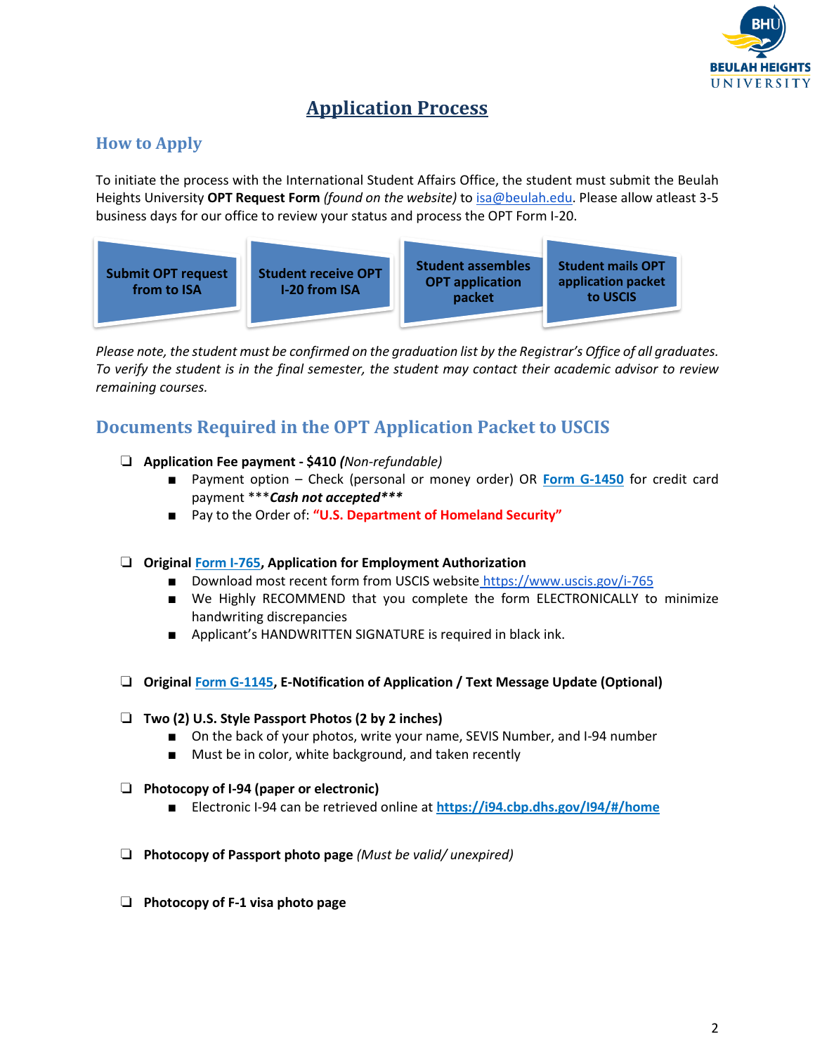# Application Process

## How to Apply

To initiate the process with the International Student Affairs Office, the student must submit the Beulah Heights University **OPT Request Form** *(found on the website)* to isa@beulah.edu. Please allow atleast 3-5 business days for our office to review your status and process the OPT Form I-20.

**Submit OPT request from to ISA** → **Student receive OPT I-20 from ISA** → **Student assembles OPT application packet** → **Student mails OPT application packet to USCIS**

*Please note, the student must be confirmed on the graduation list by the Registrar's Office of all graduates. To verify the student is in the final semester, the student may contact their academic advisor to review remaining courses.*

## Documents Required in the OPT Application Packet to USCIS

- ❑ **Application Fee payment - $410** ***(**Non-refundable)*
  - Payment option – Check (personal or money order) OR **Form G-1450** for credit card payment ****Cash not accepted****
  - Pay to the Order of: **"U.S. Department of Homeland Security"**

- ❑ **Original Form I-765, Application for Employment Authorization**
  - Download most recent form from USCIS website https://www.uscis.gov/i-765
  - We Highly RECOMMEND that you complete the form ELECTRONICALLY to minimize handwriting discrepancies
  - Applicant's HANDWRITTEN SIGNATURE is required in black ink.

- ❑ **Original Form G-1145, E-Notification of Application / Text Message Update (Optional)**

- ❑ **Two (2) U.S. Style Passport Photos (2 by 2 inches)**
  - On the back of your photos, write your name, SEVIS Number, and I-94 number
  - Must be in color, white background, and taken recently

- ❑ **Photocopy of I-94 (paper or electronic)**
  - Electronic I-94 can be retrieved online at **https://i94.cbp.dhs.gov/I94/#/home**

- ❑ **Photocopy of Passport photo page** *(Must be valid/ unexpired)*

- ❑ **Photocopy of F-1 visa photo page**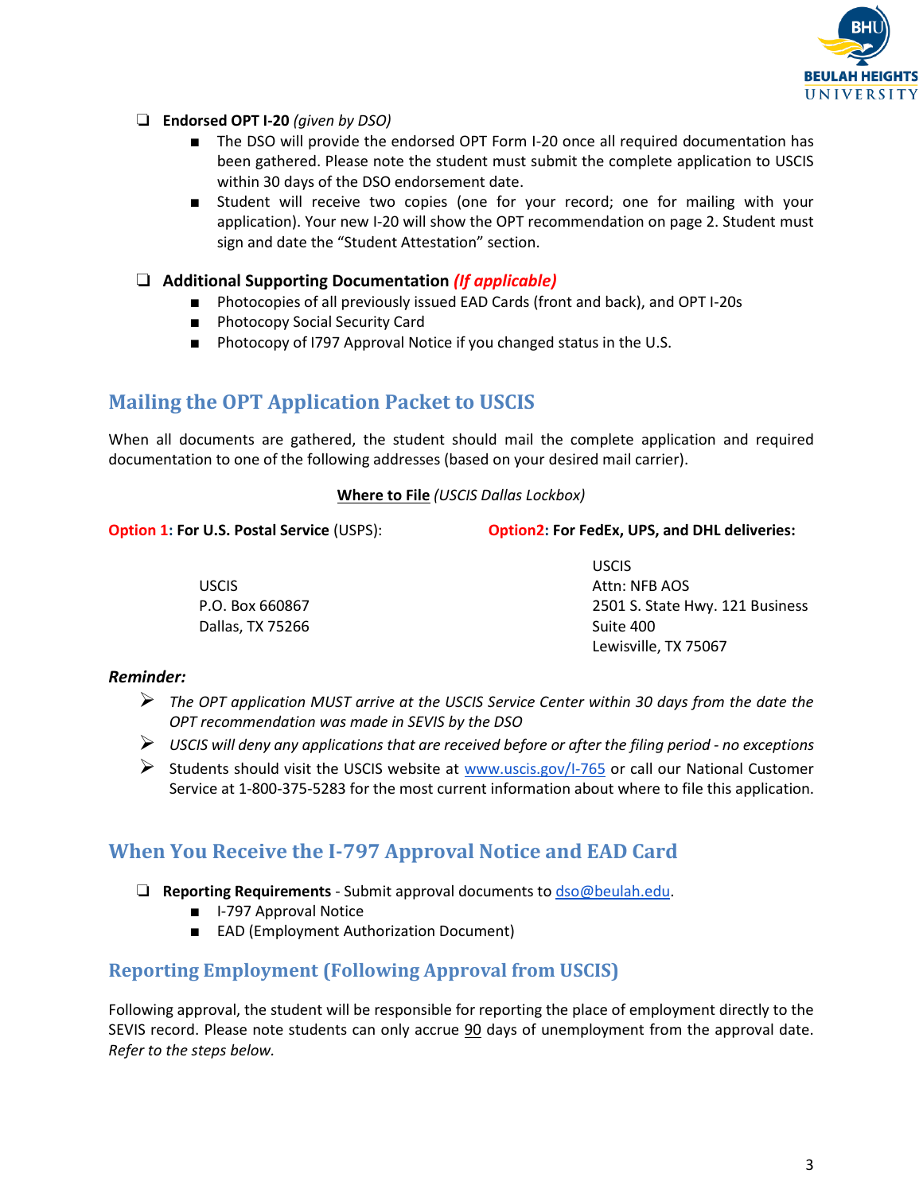- **Endorsed OPT I-20** *(given by DSO)*
  - The DSO will provide the endorsed OPT Form I-20 once all required documentation has been gathered. Please note the student must submit the complete application to USCIS within 30 days of the DSO endorsement date.
  - Student will receive two copies (one for your record; one for mailing with your application). Your new I-20 will show the OPT recommendation on page 2. Student must sign and date the "Student Attestation" section.

- **Additional Supporting Documentation** ***(If applicable)***
  - Photocopies of all previously issued EAD Cards (front and back), and OPT I-20s
  - Photocopy Social Security Card
  - Photocopy of I797 Approval Notice if you changed status in the U.S.

## Mailing the OPT Application Packet to USCIS

When all documents are gathered, the student should mail the complete application and required documentation to one of the following addresses (based on your desired mail carrier).

**Where to File** *(USCIS Dallas Lockbox)*

**Option 1: For U.S. Postal Service** (USPS):

USCIS
P.O. Box 660867
Dallas, TX 75266

**Option2: For FedEx, UPS, and DHL deliveries:**

USCIS
Attn: NFB AOS
2501 S. State Hwy. 121 Business
Suite 400
Lewisville, TX 75067

***Reminder:***

- *The OPT application MUST arrive at the USCIS Service Center within 30 days from the date the OPT recommendation was made in SEVIS by the DSO*
- *USCIS will deny any applications that are received before or after the filing period - no exceptions*
- Students should visit the USCIS website at www.uscis.gov/I-765 or call our National Customer Service at 1-800-375-5283 for the most current information about where to file this application.

## When You Receive the I-797 Approval Notice and EAD Card

- **Reporting Requirements** - Submit approval documents to dso@beulah.edu.
  - I-797 Approval Notice
  - EAD (Employment Authorization Document)

## Reporting Employment (Following Approval from USCIS)

Following approval, the student will be responsible for reporting the place of employment directly to the SEVIS record. Please note students can only accrue 90 days of unemployment from the approval date. *Refer to the steps below.*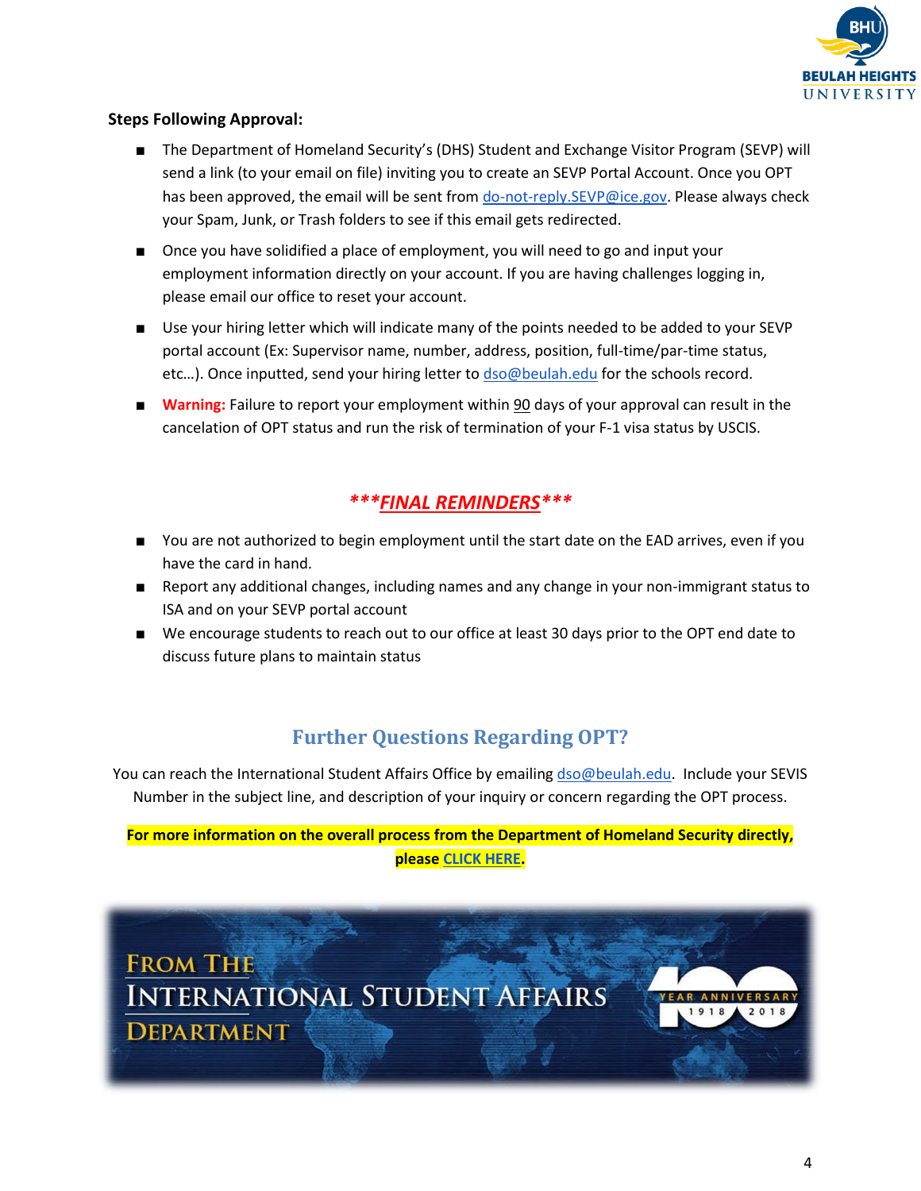**Steps Following Approval:**

- The Department of Homeland Security's (DHS) Student and Exchange Visitor Program (SEVP) will send a link (to your email on file) inviting you to create an SEVP Portal Account. Once you OPT has been approved, the email will be sent from do-not-reply.SEVP@ice.gov. Please always check your Spam, Junk, or Trash folders to see if this email gets redirected.
- Once you have solidified a place of employment, you will need to go and input your employment information directly on your account. If you are having challenges logging in, please email our office to reset your account.
- Use your hiring letter which will indicate many of the points needed to be added to your SEVP portal account (Ex: Supervisor name, number, address, position, full-time/par-time status, etc…). Once inputted, send your hiring letter to dso@beulah.edu for the schools record.
- **Warning:** Failure to report your employment within 90 days of your approval can result in the cancelation of OPT status and run the risk of termination of your F-1 visa status by USCIS.

## ***FINAL REMINDERS***

- You are not authorized to begin employment until the start date on the EAD arrives, even if you have the card in hand.
- Report any additional changes, including names and any change in your non-immigrant status to ISA and on your SEVP portal account
- We encourage students to reach out to our office at least 30 days prior to the OPT end date to discuss future plans to maintain status

## Further Questions Regarding OPT?

You can reach the International Student Affairs Office by emailing dso@beulah.edu. Include your SEVIS Number in the subject line, and description of your inquiry or concern regarding the OPT process.

**For more information on the overall process from the Department of Homeland Security directly, please CLICK HERE.**

From The International Student Affairs Department

100 Year Anniversary 1918 2018